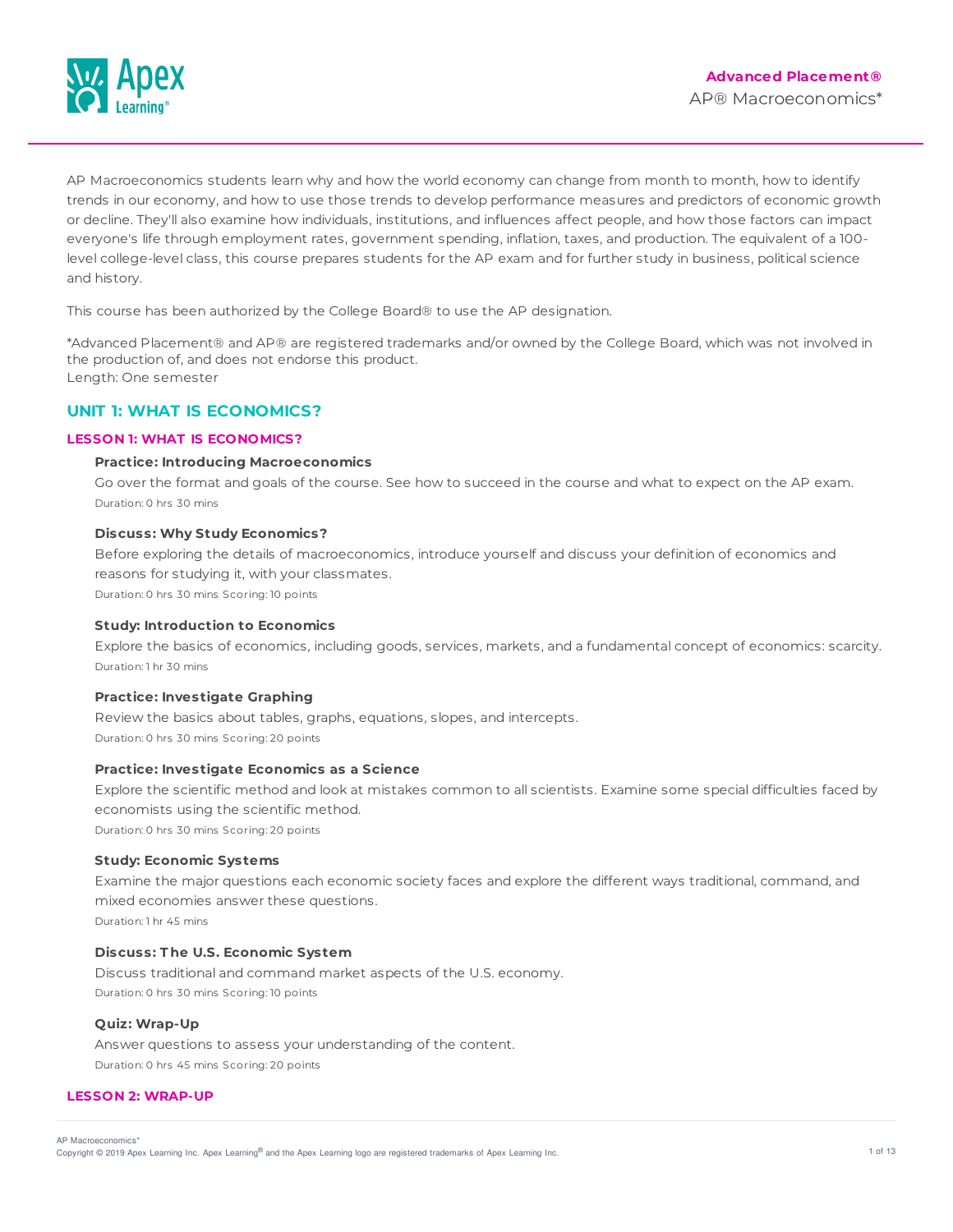**Advanced Placement®**

AP® Macroeconomics*

AP Macroeconomics students learn why and how the world economy can change from month to month, how to identify trends in our economy, and how to use those trends to develop performance measures and predictors of economic growth or decline. They'll also examine how individuals, institutions, and influences affect people, and how those factors can impact everyone's life through employment rates, government spending, inflation, taxes, and production. The equivalent of a 100-level college-level class, this course prepares students for the AP exam and for further study in business, political science and history.

This course has been authorized by the College Board® to use the AP designation.

*Advanced Placement® and AP® are registered trademarks and/or owned by the College Board, which was not involved in the production of, and does not endorse this product.
Length: One semester

## UNIT 1: WHAT IS ECONOMICS?

### LESSON 1: WHAT IS ECONOMICS?

**Practice: Introducing Macroeconomics**

Go over the format and goals of the course. See how to succeed in the course and what to expect on the AP exam.

Duration: 0 hrs 30 mins

**Discuss: Why Study Economics?**

Before exploring the details of macroeconomics, introduce yourself and discuss your definition of economics and reasons for studying it, with your classmates.

Duration: 0 hrs 30 mins Scoring: 10 points

**Study: Introduction to Economics**

Explore the basics of economics, including goods, services, markets, and a fundamental concept of economics: scarcity.

Duration: 1 hr 30 mins

**Practice: Investigate Graphing**

Review the basics about tables, graphs, equations, slopes, and intercepts.

Duration: 0 hrs 30 mins Scoring: 20 points

**Practice: Investigate Economics as a Science**

Explore the scientific method and look at mistakes common to all scientists. Examine some special difficulties faced by economists using the scientific method.

Duration: 0 hrs 30 mins Scoring: 20 points

**Study: Economic Systems**

Examine the major questions each economic society faces and explore the different ways traditional, command, and mixed economies answer these questions.

Duration: 1 hr 45 mins

**Discuss: The U.S. Economic System**

Discuss traditional and command market aspects of the U.S. economy.

Duration: 0 hrs 30 mins Scoring: 10 points

**Quiz: Wrap-Up**

Answer questions to assess your understanding of the content.

Duration: 0 hrs 45 mins Scoring: 20 points

### LESSON 2: WRAP-UP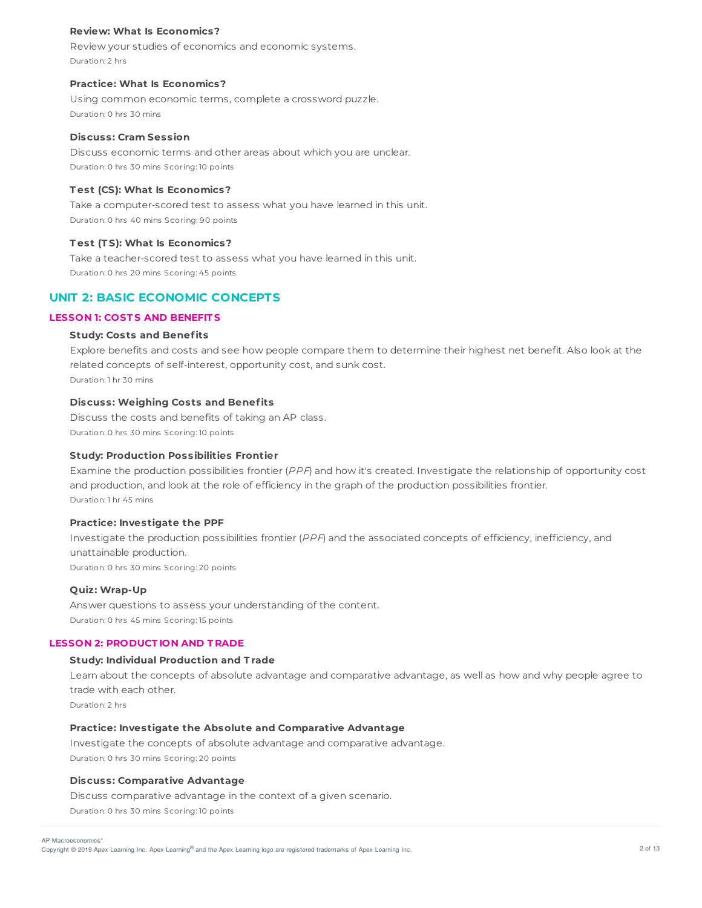#### Review: What Is Economics?

Review your studies of economics and economic systems.

Duration: 2 hrs

#### Practice: What Is Economics?

Using common economic terms, complete a crossword puzzle.

Duration: 0 hrs 30 mins

#### Discuss: Cram Session

Discuss economic terms and other areas about which you are unclear.

Duration: 0 hrs 30 mins Scoring: 10 points

#### Test (CS): What Is Economics?

Take a computer-scored test to assess what you have learned in this unit.

Duration: 0 hrs 40 mins Scoring: 90 points

#### Test (TS): What Is Economics?

Take a teacher-scored test to assess what you have learned in this unit.

Duration: 0 hrs 20 mins Scoring: 45 points

## UNIT 2: BASIC ECONOMIC CONCEPTS

### LESSON 1: COSTS AND BENEFITS

#### Study: Costs and Benefits

Explore benefits and costs and see how people compare them to determine their highest net benefit. Also look at the related concepts of self-interest, opportunity cost, and sunk cost.

Duration: 1 hr 30 mins

#### Discuss: Weighing Costs and Benefits

Discuss the costs and benefits of taking an AP class.

Duration: 0 hrs 30 mins Scoring: 10 points

#### Study: Production Possibilities Frontier

Examine the production possibilities frontier (*PPF*) and how it's created. Investigate the relationship of opportunity cost and production, and look at the role of efficiency in the graph of the production possibilities frontier.

Duration: 1 hr 45 mins

#### Practice: Investigate the PPF

Investigate the production possibilities frontier (*PPF*) and the associated concepts of efficiency, inefficiency, and unattainable production.

Duration: 0 hrs 30 mins Scoring: 20 points

#### Quiz: Wrap-Up

Answer questions to assess your understanding of the content.

Duration: 0 hrs 45 mins Scoring: 15 points

### LESSON 2: PRODUCTION AND TRADE

#### Study: Individual Production and Trade

Learn about the concepts of absolute advantage and comparative advantage, as well as how and why people agree to trade with each other.

Duration: 2 hrs

#### Practice: Investigate the Absolute and Comparative Advantage

Investigate the concepts of absolute advantage and comparative advantage.

Duration: 0 hrs 30 mins Scoring: 20 points

#### Discuss: Comparative Advantage

Discuss comparative advantage in the context of a given scenario.

Duration: 0 hrs 30 mins Scoring: 10 points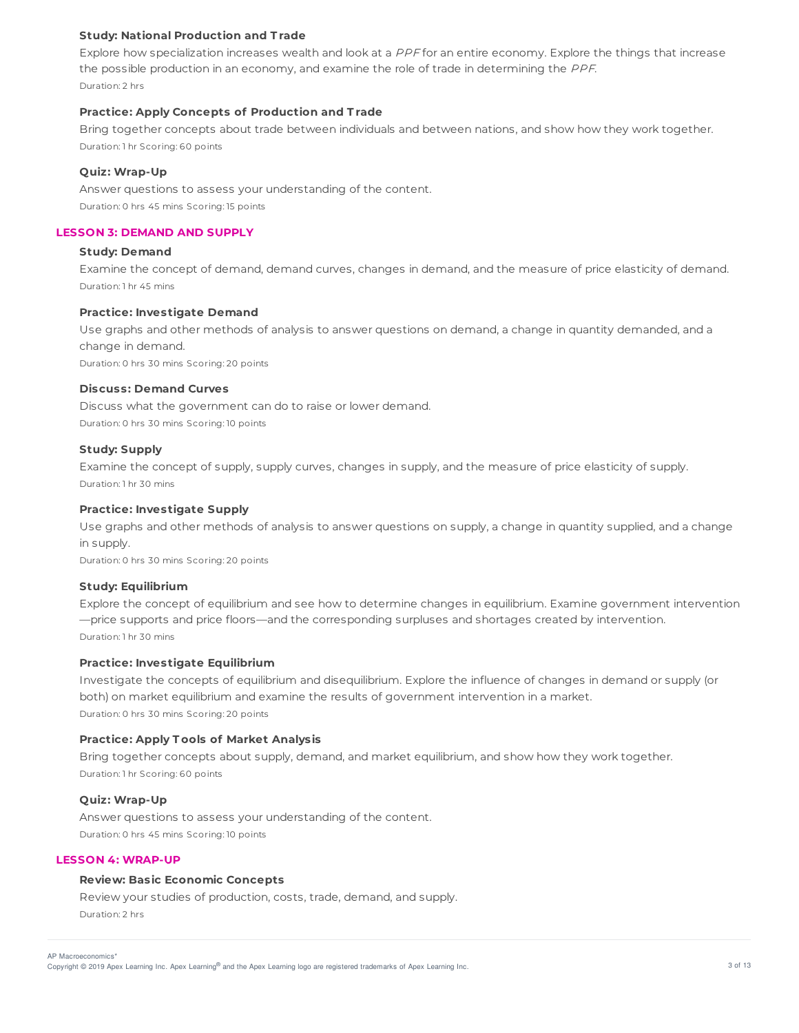#### Study: National Production and Trade

Explore how specialization increases wealth and look at a *PPF* for an entire economy. Explore the things that increase the possible production in an economy, and examine the role of trade in determining the *PPF*.

Duration: 2 hrs

#### Practice: Apply Concepts of Production and Trade

Bring together concepts about trade between individuals and between nations, and show how they work together.

Duration: 1 hr Scoring: 60 points

#### Quiz: Wrap-Up

Answer questions to assess your understanding of the content.

Duration: 0 hrs 45 mins Scoring: 15 points

### LESSON 3: DEMAND AND SUPPLY

#### Study: Demand

Examine the concept of demand, demand curves, changes in demand, and the measure of price elasticity of demand.

Duration: 1 hr 45 mins

#### Practice: Investigate Demand

Use graphs and other methods of analysis to answer questions on demand, a change in quantity demanded, and a change in demand.

Duration: 0 hrs 30 mins Scoring: 20 points

#### Discuss: Demand Curves

Discuss what the government can do to raise or lower demand.

Duration: 0 hrs 30 mins Scoring: 10 points

#### Study: Supply

Examine the concept of supply, supply curves, changes in supply, and the measure of price elasticity of supply.

Duration: 1 hr 30 mins

#### Practice: Investigate Supply

Use graphs and other methods of analysis to answer questions on supply, a change in quantity supplied, and a change in supply.

Duration: 0 hrs 30 mins Scoring: 20 points

#### Study: Equilibrium

Explore the concept of equilibrium and see how to determine changes in equilibrium. Examine government intervention —price supports and price floors—and the corresponding surpluses and shortages created by intervention.

Duration: 1 hr 30 mins

#### Practice: Investigate Equilibrium

Investigate the concepts of equilibrium and disequilibrium. Explore the influence of changes in demand or supply (or both) on market equilibrium and examine the results of government intervention in a market.

Duration: 0 hrs 30 mins Scoring: 20 points

#### Practice: Apply Tools of Market Analysis

Bring together concepts about supply, demand, and market equilibrium, and show how they work together.

Duration: 1 hr Scoring: 60 points

#### Quiz: Wrap-Up

Answer questions to assess your understanding of the content.

Duration: 0 hrs 45 mins Scoring: 10 points

### LESSON 4: WRAP-UP

#### Review: Basic Economic Concepts

Review your studies of production, costs, trade, demand, and supply.

Duration: 2 hrs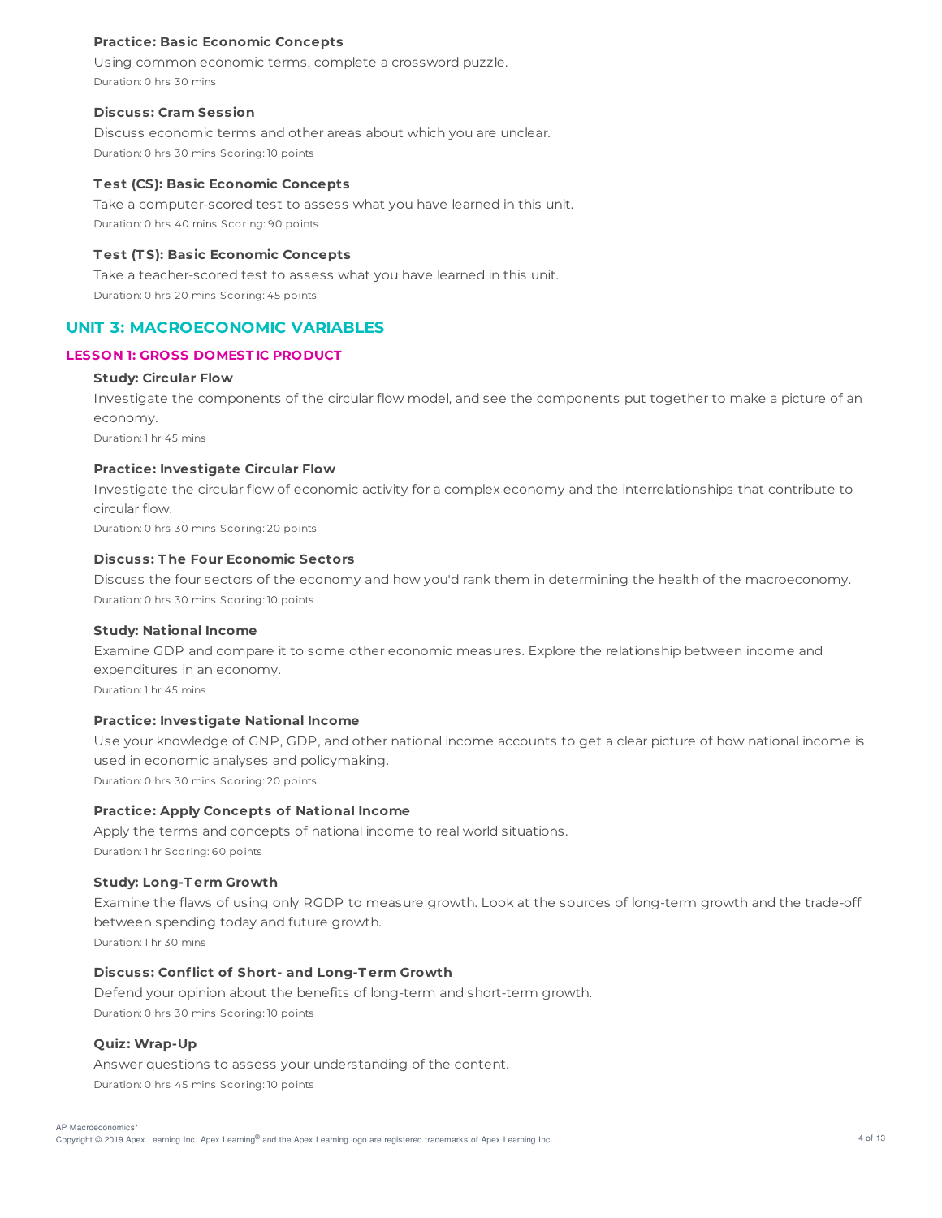#### Practice: Basic Economic Concepts

Using common economic terms, complete a crossword puzzle.

Duration: 0 hrs 30 mins

#### Discuss: Cram Session

Discuss economic terms and other areas about which you are unclear.

Duration: 0 hrs 30 mins Scoring: 10 points

#### Test (CS): Basic Economic Concepts

Take a computer-scored test to assess what you have learned in this unit.

Duration: 0 hrs 40 mins Scoring: 90 points

#### Test (TS): Basic Economic Concepts

Take a teacher-scored test to assess what you have learned in this unit.

Duration: 0 hrs 20 mins Scoring: 45 points

## UNIT 3: MACROECONOMIC VARIABLES

### LESSON 1: GROSS DOMESTIC PRODUCT

#### Study: Circular Flow

Investigate the components of the circular flow model, and see the components put together to make a picture of an economy.

Duration: 1 hr 45 mins

#### Practice: Investigate Circular Flow

Investigate the circular flow of economic activity for a complex economy and the interrelationships that contribute to circular flow.

Duration: 0 hrs 30 mins Scoring: 20 points

#### Discuss: The Four Economic Sectors

Discuss the four sectors of the economy and how you'd rank them in determining the health of the macroeconomy.

Duration: 0 hrs 30 mins Scoring: 10 points

#### Study: National Income

Examine GDP and compare it to some other economic measures. Explore the relationship between income and expenditures in an economy.

Duration: 1 hr 45 mins

#### Practice: Investigate National Income

Use your knowledge of GNP, GDP, and other national income accounts to get a clear picture of how national income is used in economic analyses and policymaking.

Duration: 0 hrs 30 mins Scoring: 20 points

#### Practice: Apply Concepts of National Income

Apply the terms and concepts of national income to real world situations.

Duration: 1 hr Scoring: 60 points

#### Study: Long-Term Growth

Examine the flaws of using only RGDP to measure growth. Look at the sources of long-term growth and the trade-off between spending today and future growth.

Duration: 1 hr 30 mins

#### Discuss: Conflict of Short- and Long-Term Growth

Defend your opinion about the benefits of long-term and short-term growth.

Duration: 0 hrs 30 mins Scoring: 10 points

#### Quiz: Wrap-Up

Answer questions to assess your understanding of the content.

Duration: 0 hrs 45 mins Scoring: 10 points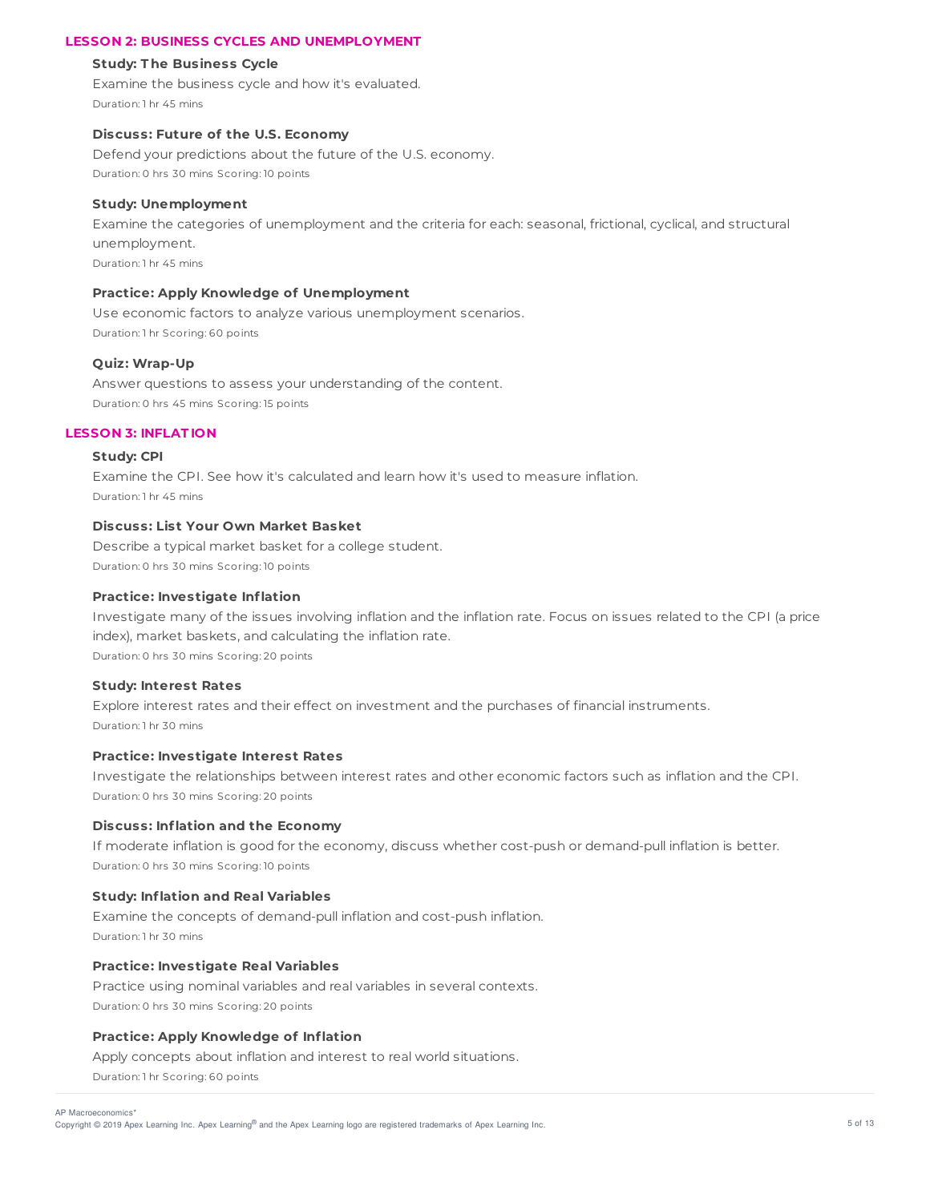## LESSON 2: BUSINESS CYCLES AND UNEMPLOYMENT

**Study: The Business Cycle**

Examine the business cycle and how it's evaluated.

Duration: 1 hr 45 mins

**Discuss: Future of the U.S. Economy**

Defend your predictions about the future of the U.S. economy.

Duration: 0 hrs 30 mins Scoring: 10 points

**Study: Unemployment**

Examine the categories of unemployment and the criteria for each: seasonal, frictional, cyclical, and structural unemployment.

Duration: 1 hr 45 mins

**Practice: Apply Knowledge of Unemployment**

Use economic factors to analyze various unemployment scenarios.

Duration: 1 hr Scoring: 60 points

**Quiz: Wrap-Up**

Answer questions to assess your understanding of the content.

Duration: 0 hrs 45 mins Scoring: 15 points

## LESSON 3: INFLATION

**Study: CPI**

Examine the CPI. See how it's calculated and learn how it's used to measure inflation.

Duration: 1 hr 45 mins

**Discuss: List Your Own Market Basket**

Describe a typical market basket for a college student.

Duration: 0 hrs 30 mins Scoring: 10 points

**Practice: Investigate Inflation**

Investigate many of the issues involving inflation and the inflation rate. Focus on issues related to the CPI (a price index), market baskets, and calculating the inflation rate.

Duration: 0 hrs 30 mins Scoring: 20 points

**Study: Interest Rates**

Explore interest rates and their effect on investment and the purchases of financial instruments.

Duration: 1 hr 30 mins

**Practice: Investigate Interest Rates**

Investigate the relationships between interest rates and other economic factors such as inflation and the CPI.

Duration: 0 hrs 30 mins Scoring: 20 points

**Discuss: Inflation and the Economy**

If moderate inflation is good for the economy, discuss whether cost-push or demand-pull inflation is better.

Duration: 0 hrs 30 mins Scoring: 10 points

**Study: Inflation and Real Variables**

Examine the concepts of demand-pull inflation and cost-push inflation.

Duration: 1 hr 30 mins

**Practice: Investigate Real Variables**

Practice using nominal variables and real variables in several contexts.

Duration: 0 hrs 30 mins Scoring: 20 points

**Practice: Apply Knowledge of Inflation**

Apply concepts about inflation and interest to real world situations.

Duration: 1 hr Scoring: 60 points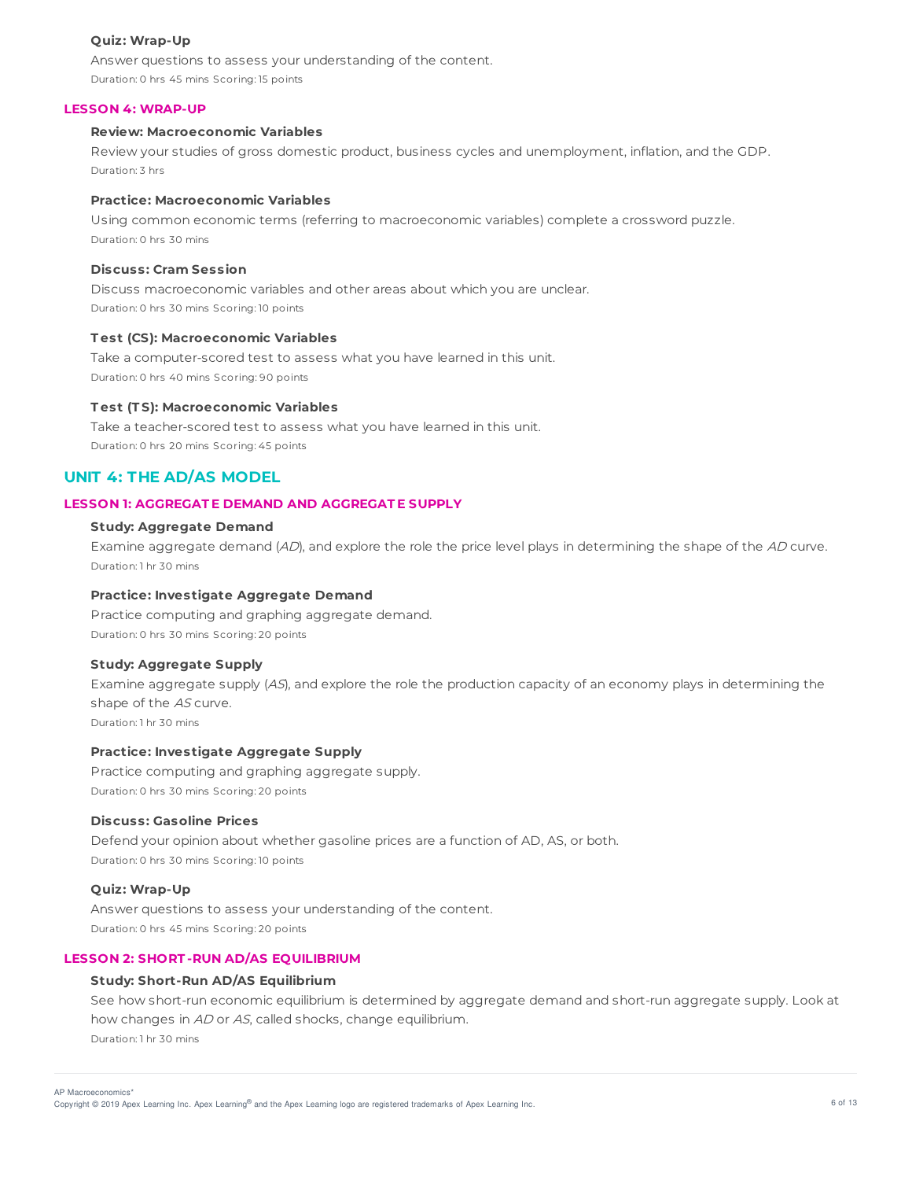#### Quiz: Wrap-Up

Answer questions to assess your understanding of the content.

Duration: 0 hrs 45 mins Scoring: 15 points

### LESSON 4: WRAP-UP

#### Review: Macroeconomic Variables

Review your studies of gross domestic product, business cycles and unemployment, inflation, and the GDP.

Duration: 3 hrs

#### Practice: Macroeconomic Variables

Using common economic terms (referring to macroeconomic variables) complete a crossword puzzle.

Duration: 0 hrs 30 mins

#### Discuss: Cram Session

Discuss macroeconomic variables and other areas about which you are unclear.

Duration: 0 hrs 30 mins Scoring: 10 points

#### Test (CS): Macroeconomic Variables

Take a computer-scored test to assess what you have learned in this unit.

Duration: 0 hrs 40 mins Scoring: 90 points

#### Test (TS): Macroeconomic Variables

Take a teacher-scored test to assess what you have learned in this unit.

Duration: 0 hrs 20 mins Scoring: 45 points

## UNIT 4: THE AD/AS MODEL

### LESSON 1: AGGREGATE DEMAND AND AGGREGATE SUPPLY

#### Study: Aggregate Demand

Examine aggregate demand (*AD*), and explore the role the price level plays in determining the shape of the *AD* curve.

Duration: 1 hr 30 mins

#### Practice: Investigate Aggregate Demand

Practice computing and graphing aggregate demand.

Duration: 0 hrs 30 mins Scoring: 20 points

#### Study: Aggregate Supply

Examine aggregate supply (*AS*), and explore the role the production capacity of an economy plays in determining the shape of the *AS* curve.

Duration: 1 hr 30 mins

#### Practice: Investigate Aggregate Supply

Practice computing and graphing aggregate supply.

Duration: 0 hrs 30 mins Scoring: 20 points

#### Discuss: Gasoline Prices

Defend your opinion about whether gasoline prices are a function of AD, AS, or both.

Duration: 0 hrs 30 mins Scoring: 10 points

#### Quiz: Wrap-Up

Answer questions to assess your understanding of the content.

Duration: 0 hrs 45 mins Scoring: 20 points

### LESSON 2: SHORT-RUN AD/AS EQUILIBRIUM

#### Study: Short-Run AD/AS Equilibrium

See how short-run economic equilibrium is determined by aggregate demand and short-run aggregate supply. Look at how changes in *AD* or *AS*, called shocks, change equilibrium.

Duration: 1 hr 30 mins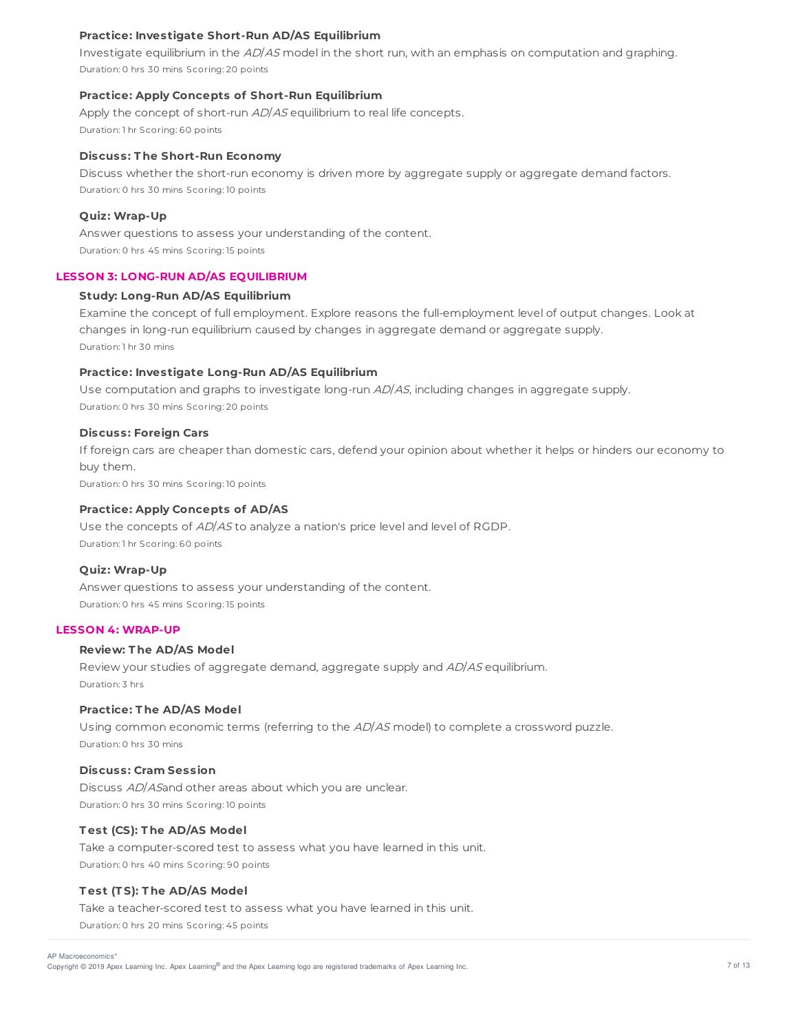#### Practice: Investigate Short-Run AD/AS Equilibrium

Investigate equilibrium in the *AD*/*AS* model in the short run, with an emphasis on computation and graphing.

Duration: 0 hrs 30 mins Scoring: 20 points

#### Practice: Apply Concepts of Short-Run Equilibrium

Apply the concept of short-run *AD*/*AS* equilibrium to real life concepts.

Duration: 1 hr Scoring: 60 points

#### Discuss: The Short-Run Economy

Discuss whether the short-run economy is driven more by aggregate supply or aggregate demand factors.

Duration: 0 hrs 30 mins Scoring: 10 points

#### Quiz: Wrap-Up

Answer questions to assess your understanding of the content.

Duration: 0 hrs 45 mins Scoring: 15 points

### LESSON 3: LONG-RUN AD/AS EQUILIBRIUM

#### Study: Long-Run AD/AS Equilibrium

Examine the concept of full employment. Explore reasons the full-employment level of output changes. Look at changes in long-run equilibrium caused by changes in aggregate demand or aggregate supply.

Duration: 1 hr 30 mins

#### Practice: Investigate Long-Run AD/AS Equilibrium

Use computation and graphs to investigate long-run *AD*/*AS*, including changes in aggregate supply.

Duration: 0 hrs 30 mins Scoring: 20 points

#### Discuss: Foreign Cars

If foreign cars are cheaper than domestic cars, defend your opinion about whether it helps or hinders our economy to buy them.

Duration: 0 hrs 30 mins Scoring: 10 points

#### Practice: Apply Concepts of AD/AS

Use the concepts of *AD*/*AS* to analyze a nation's price level and level of RGDP.

Duration: 1 hr Scoring: 60 points

#### Quiz: Wrap-Up

Answer questions to assess your understanding of the content.

Duration: 0 hrs 45 mins Scoring: 15 points

### LESSON 4: WRAP-UP

#### Review: The AD/AS Model

Review your studies of aggregate demand, aggregate supply and *AD*/*AS* equilibrium.

Duration: 3 hrs

#### Practice: The AD/AS Model

Using common economic terms (referring to the *AD*/*AS* model) to complete a crossword puzzle.

Duration: 0 hrs 30 mins

#### Discuss: Cram Session

Discuss *AD*/*AS*and other areas about which you are unclear.

Duration: 0 hrs 30 mins Scoring: 10 points

#### Test (CS): The AD/AS Model

Take a computer-scored test to assess what you have learned in this unit.

Duration: 0 hrs 40 mins Scoring: 90 points

#### Test (TS): The AD/AS Model

Take a teacher-scored test to assess what you have learned in this unit.

Duration: 0 hrs 20 mins Scoring: 45 points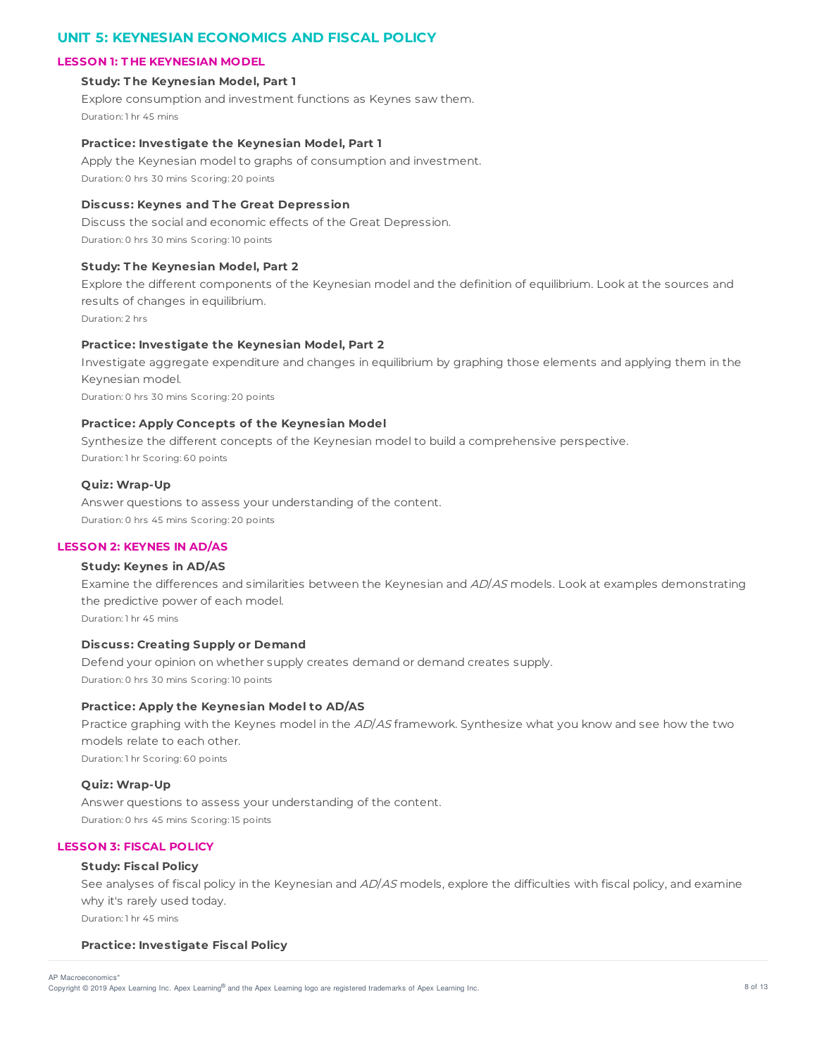## UNIT 5: KEYNESIAN ECONOMICS AND FISCAL POLICY

### LESSON 1: THE KEYNESIAN MODEL

**Study: The Keynesian Model, Part 1**

Explore consumption and investment functions as Keynes saw them.

Duration: 1 hr 45 mins

**Practice: Investigate the Keynesian Model, Part 1**

Apply the Keynesian model to graphs of consumption and investment.

Duration: 0 hrs 30 mins Scoring: 20 points

**Discuss: Keynes and The Great Depression**

Discuss the social and economic effects of the Great Depression.

Duration: 0 hrs 30 mins Scoring: 10 points

**Study: The Keynesian Model, Part 2**

Explore the different components of the Keynesian model and the definition of equilibrium. Look at the sources and results of changes in equilibrium.

Duration: 2 hrs

**Practice: Investigate the Keynesian Model, Part 2**

Investigate aggregate expenditure and changes in equilibrium by graphing those elements and applying them in the Keynesian model.

Duration: 0 hrs 30 mins Scoring: 20 points

**Practice: Apply Concepts of the Keynesian Model**

Synthesize the different concepts of the Keynesian model to build a comprehensive perspective.

Duration: 1 hr Scoring: 60 points

**Quiz: Wrap-Up**

Answer questions to assess your understanding of the content.

Duration: 0 hrs 45 mins Scoring: 20 points

### LESSON 2: KEYNES IN AD/AS

**Study: Keynes in AD/AS**

Examine the differences and similarities between the Keynesian and *AD*/*AS* models. Look at examples demonstrating the predictive power of each model.

Duration: 1 hr 45 mins

**Discuss: Creating Supply or Demand**

Defend your opinion on whether supply creates demand or demand creates supply.

Duration: 0 hrs 30 mins Scoring: 10 points

**Practice: Apply the Keynesian Model to AD/AS**

Practice graphing with the Keynes model in the *AD*/*AS* framework. Synthesize what you know and see how the two models relate to each other.

Duration: 1 hr Scoring: 60 points

**Quiz: Wrap-Up**

Answer questions to assess your understanding of the content.

Duration: 0 hrs 45 mins Scoring: 15 points

### LESSON 3: FISCAL POLICY

**Study: Fiscal Policy**

See analyses of fiscal policy in the Keynesian and *AD*/*AS* models, explore the difficulties with fiscal policy, and examine why it's rarely used today.

Duration: 1 hr 45 mins

**Practice: Investigate Fiscal Policy**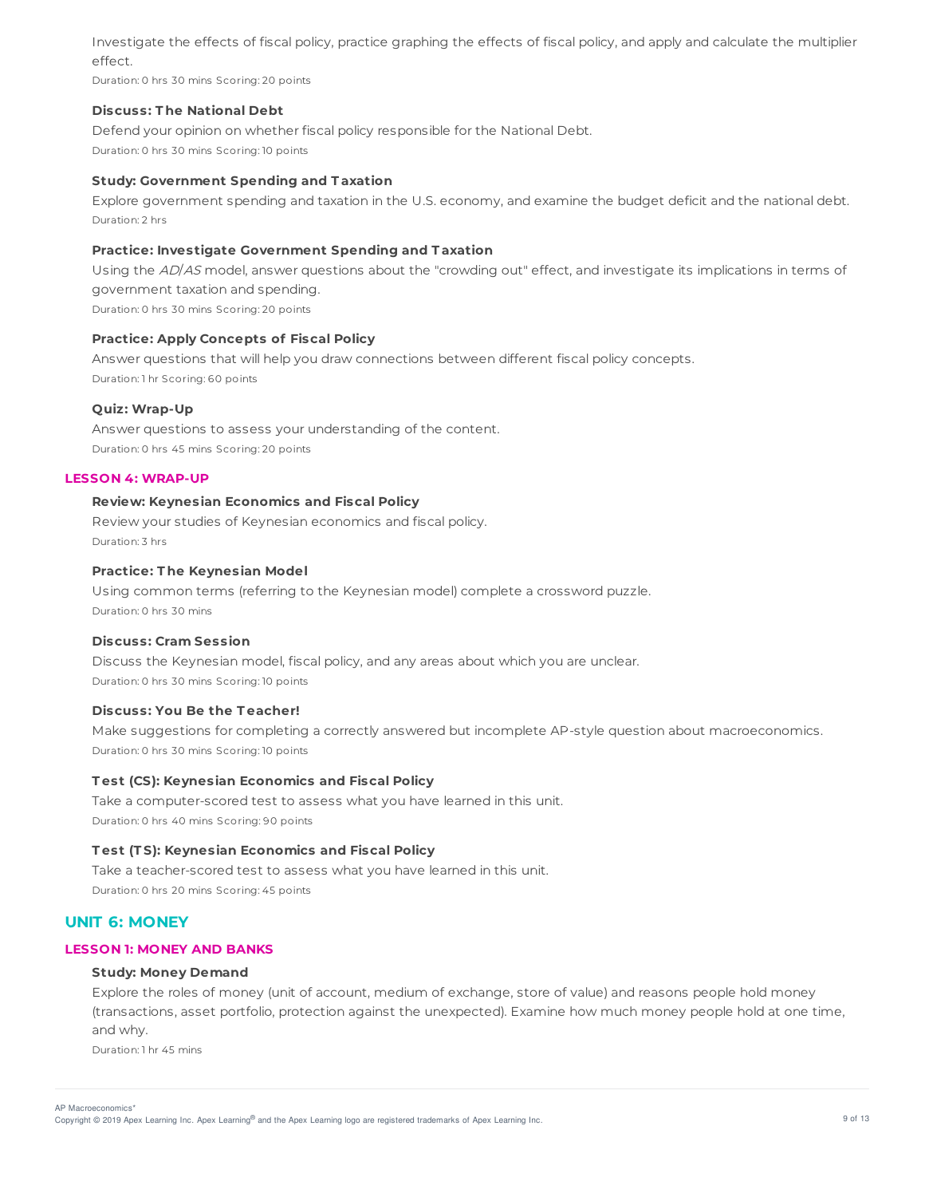Investigate the effects of fiscal policy, practice graphing the effects of fiscal policy, and apply and calculate the multiplier effect.

Duration: 0 hrs 30 mins Scoring: 20 points

**Discuss: The National Debt**

Defend your opinion on whether fiscal policy responsible for the National Debt.

Duration: 0 hrs 30 mins Scoring: 10 points

**Study: Government Spending and Taxation**

Explore government spending and taxation in the U.S. economy, and examine the budget deficit and the national debt.

Duration: 2 hrs

**Practice: Investigate Government Spending and Taxation**

Using the *AD*/*AS* model, answer questions about the "crowding out" effect, and investigate its implications in terms of government taxation and spending.

Duration: 0 hrs 30 mins Scoring: 20 points

**Practice: Apply Concepts of Fiscal Policy**

Answer questions that will help you draw connections between different fiscal policy concepts.

Duration: 1 hr Scoring: 60 points

**Quiz: Wrap-Up**

Answer questions to assess your understanding of the content.

Duration: 0 hrs 45 mins Scoring: 20 points

### LESSON 4: WRAP-UP

**Review: Keynesian Economics and Fiscal Policy**

Review your studies of Keynesian economics and fiscal policy.

Duration: 3 hrs

**Practice: The Keynesian Model**

Using common terms (referring to the Keynesian model) complete a crossword puzzle.

Duration: 0 hrs 30 mins

**Discuss: Cram Session**

Discuss the Keynesian model, fiscal policy, and any areas about which you are unclear.

Duration: 0 hrs 30 mins Scoring: 10 points

**Discuss: You Be the Teacher!**

Make suggestions for completing a correctly answered but incomplete AP-style question about macroeconomics.

Duration: 0 hrs 30 mins Scoring: 10 points

**Test (CS): Keynesian Economics and Fiscal Policy**

Take a computer-scored test to assess what you have learned in this unit.

Duration: 0 hrs 40 mins Scoring: 90 points

**Test (TS): Keynesian Economics and Fiscal Policy**

Take a teacher-scored test to assess what you have learned in this unit.

Duration: 0 hrs 20 mins Scoring: 45 points

## UNIT 6: MONEY

### LESSON 1: MONEY AND BANKS

**Study: Money Demand**

Explore the roles of money (unit of account, medium of exchange, store of value) and reasons people hold money (transactions, asset portfolio, protection against the unexpected). Examine how much money people hold at one time, and why.

Duration: 1 hr 45 mins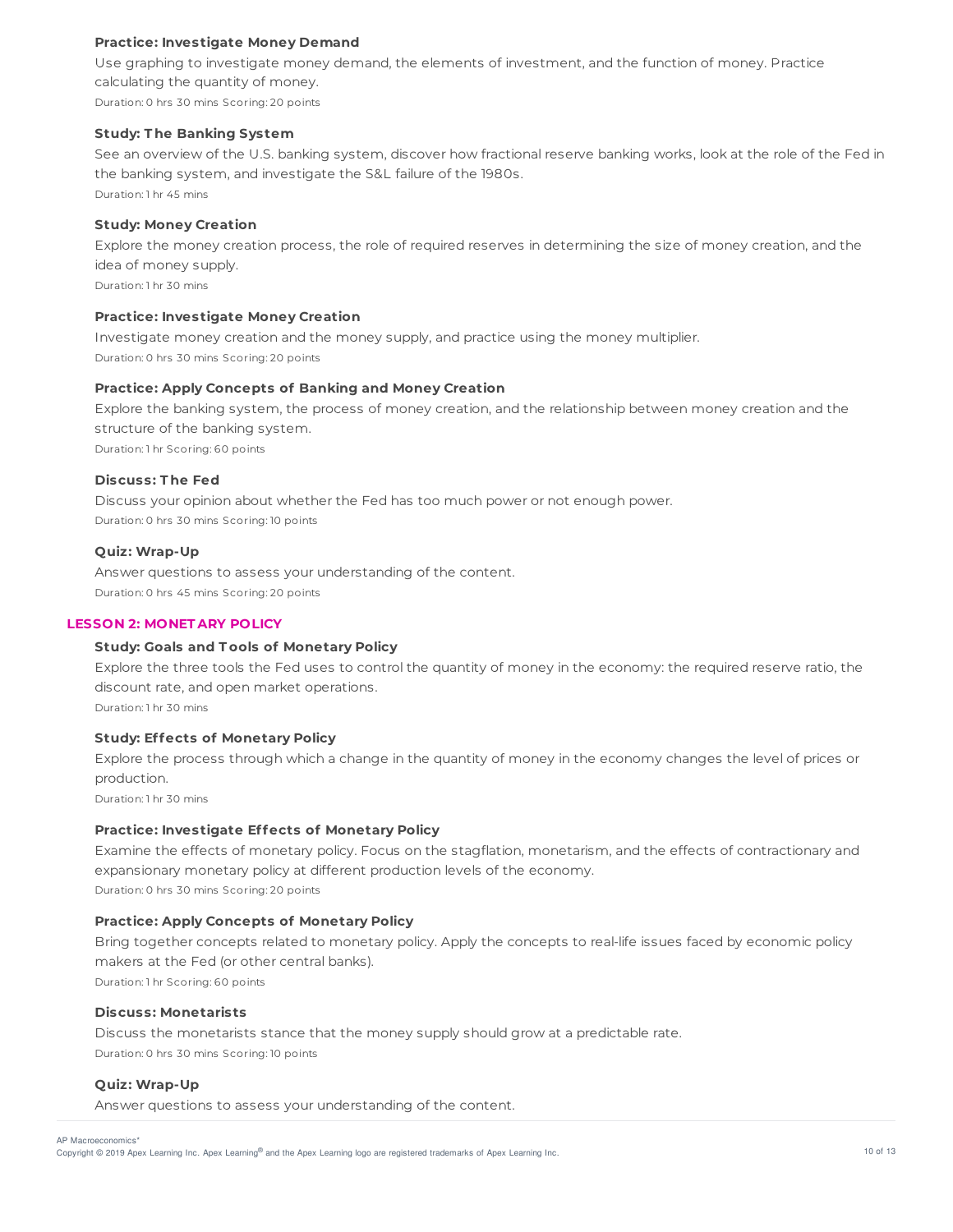### Practice: Investigate Money Demand

Use graphing to investigate money demand, the elements of investment, and the function of money. Practice calculating the quantity of money.

Duration: 0 hrs 30 mins Scoring: 20 points

### Study: The Banking System

See an overview of the U.S. banking system, discover how fractional reserve banking works, look at the role of the Fed in the banking system, and investigate the S&L failure of the 1980s.

Duration: 1 hr 45 mins

### Study: Money Creation

Explore the money creation process, the role of required reserves in determining the size of money creation, and the idea of money supply.

Duration: 1 hr 30 mins

### Practice: Investigate Money Creation

Investigate money creation and the money supply, and practice using the money multiplier.

Duration: 0 hrs 30 mins Scoring: 20 points

### Practice: Apply Concepts of Banking and Money Creation

Explore the banking system, the process of money creation, and the relationship between money creation and the structure of the banking system.

Duration: 1 hr Scoring: 60 points

### Discuss: The Fed

Discuss your opinion about whether the Fed has too much power or not enough power.

Duration: 0 hrs 30 mins Scoring: 10 points

### Quiz: Wrap-Up

Answer questions to assess your understanding of the content.

Duration: 0 hrs 45 mins Scoring: 20 points

## LESSON 2: MONETARY POLICY

### Study: Goals and Tools of Monetary Policy

Explore the three tools the Fed uses to control the quantity of money in the economy: the required reserve ratio, the discount rate, and open market operations.

Duration: 1 hr 30 mins

### Study: Effects of Monetary Policy

Explore the process through which a change in the quantity of money in the economy changes the level of prices or production.

Duration: 1 hr 30 mins

### Practice: Investigate Effects of Monetary Policy

Examine the effects of monetary policy. Focus on the stagflation, monetarism, and the effects of contractionary and expansionary monetary policy at different production levels of the economy.

Duration: 0 hrs 30 mins Scoring: 20 points

### Practice: Apply Concepts of Monetary Policy

Bring together concepts related to monetary policy. Apply the concepts to real-life issues faced by economic policy makers at the Fed (or other central banks).

Duration: 1 hr Scoring: 60 points

### Discuss: Monetarists

Discuss the monetarists stance that the money supply should grow at a predictable rate.

Duration: 0 hrs 30 mins Scoring: 10 points

### Quiz: Wrap-Up

Answer questions to assess your understanding of the content.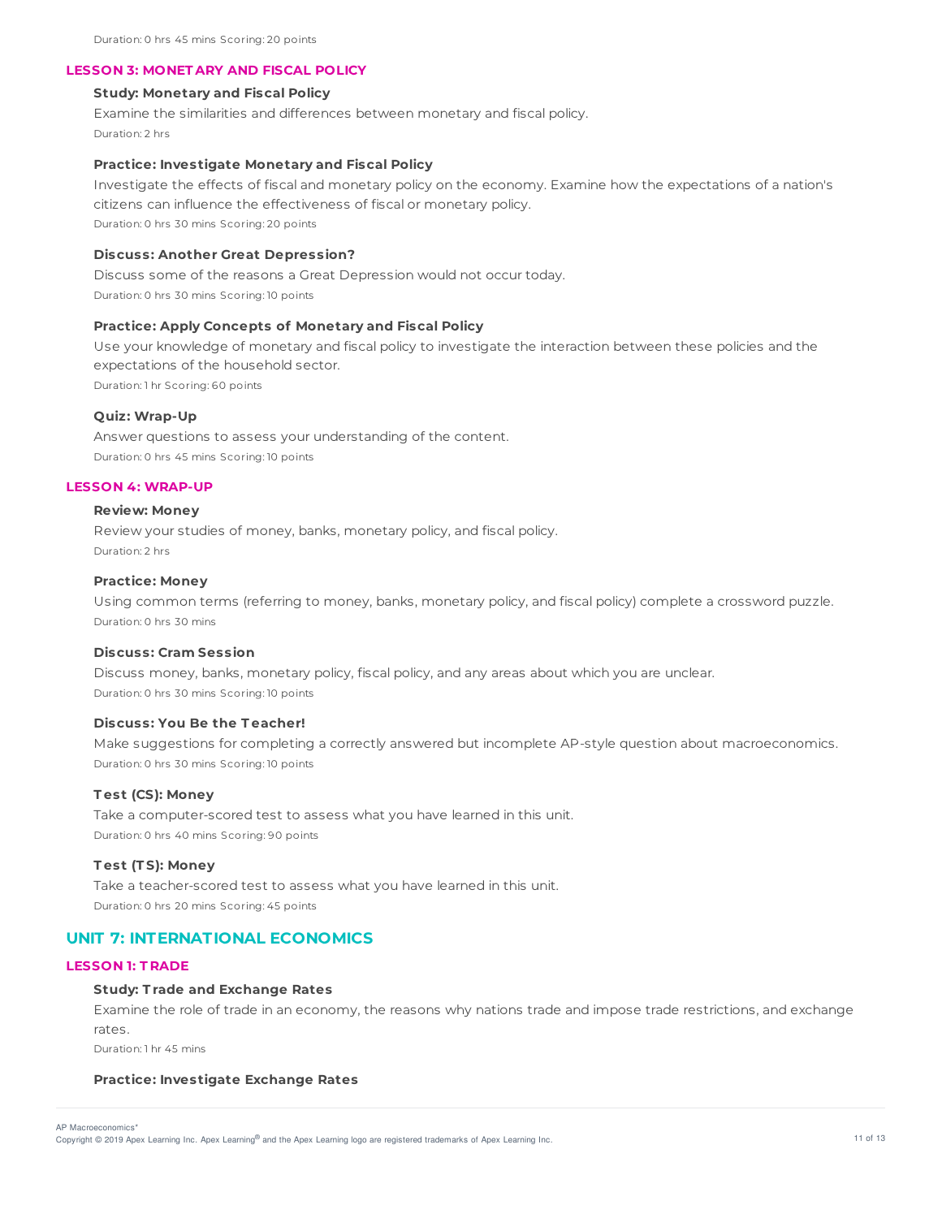Duration: 0 hrs 45 mins Scoring: 20 points

### LESSON 3: MONETARY AND FISCAL POLICY

**Study: Monetary and Fiscal Policy**

Examine the similarities and differences between monetary and fiscal policy.

Duration: 2 hrs

**Practice: Investigate Monetary and Fiscal Policy**

Investigate the effects of fiscal and monetary policy on the economy. Examine how the expectations of a nation's citizens can influence the effectiveness of fiscal or monetary policy.

Duration: 0 hrs 30 mins Scoring: 20 points

**Discuss: Another Great Depression?**

Discuss some of the reasons a Great Depression would not occur today.

Duration: 0 hrs 30 mins Scoring: 10 points

**Practice: Apply Concepts of Monetary and Fiscal Policy**

Use your knowledge of monetary and fiscal policy to investigate the interaction between these policies and the expectations of the household sector.

Duration: 1 hr Scoring: 60 points

**Quiz: Wrap-Up**

Answer questions to assess your understanding of the content.

Duration: 0 hrs 45 mins Scoring: 10 points

### LESSON 4: WRAP-UP

**Review: Money**

Review your studies of money, banks, monetary policy, and fiscal policy.

Duration: 2 hrs

**Practice: Money**

Using common terms (referring to money, banks, monetary policy, and fiscal policy) complete a crossword puzzle.

Duration: 0 hrs 30 mins

**Discuss: Cram Session**

Discuss money, banks, monetary policy, fiscal policy, and any areas about which you are unclear.

Duration: 0 hrs 30 mins Scoring: 10 points

**Discuss: You Be the Teacher!**

Make suggestions for completing a correctly answered but incomplete AP-style question about macroeconomics.

Duration: 0 hrs 30 mins Scoring: 10 points

**Test (CS): Money**

Take a computer-scored test to assess what you have learned in this unit.

Duration: 0 hrs 40 mins Scoring: 90 points

**Test (TS): Money**

Take a teacher-scored test to assess what you have learned in this unit.

Duration: 0 hrs 20 mins Scoring: 45 points

## UNIT 7: INTERNATIONAL ECONOMICS

### LESSON 1: TRADE

**Study: Trade and Exchange Rates**

Examine the role of trade in an economy, the reasons why nations trade and impose trade restrictions, and exchange rates.

Duration: 1 hr 45 mins

**Practice: Investigate Exchange Rates**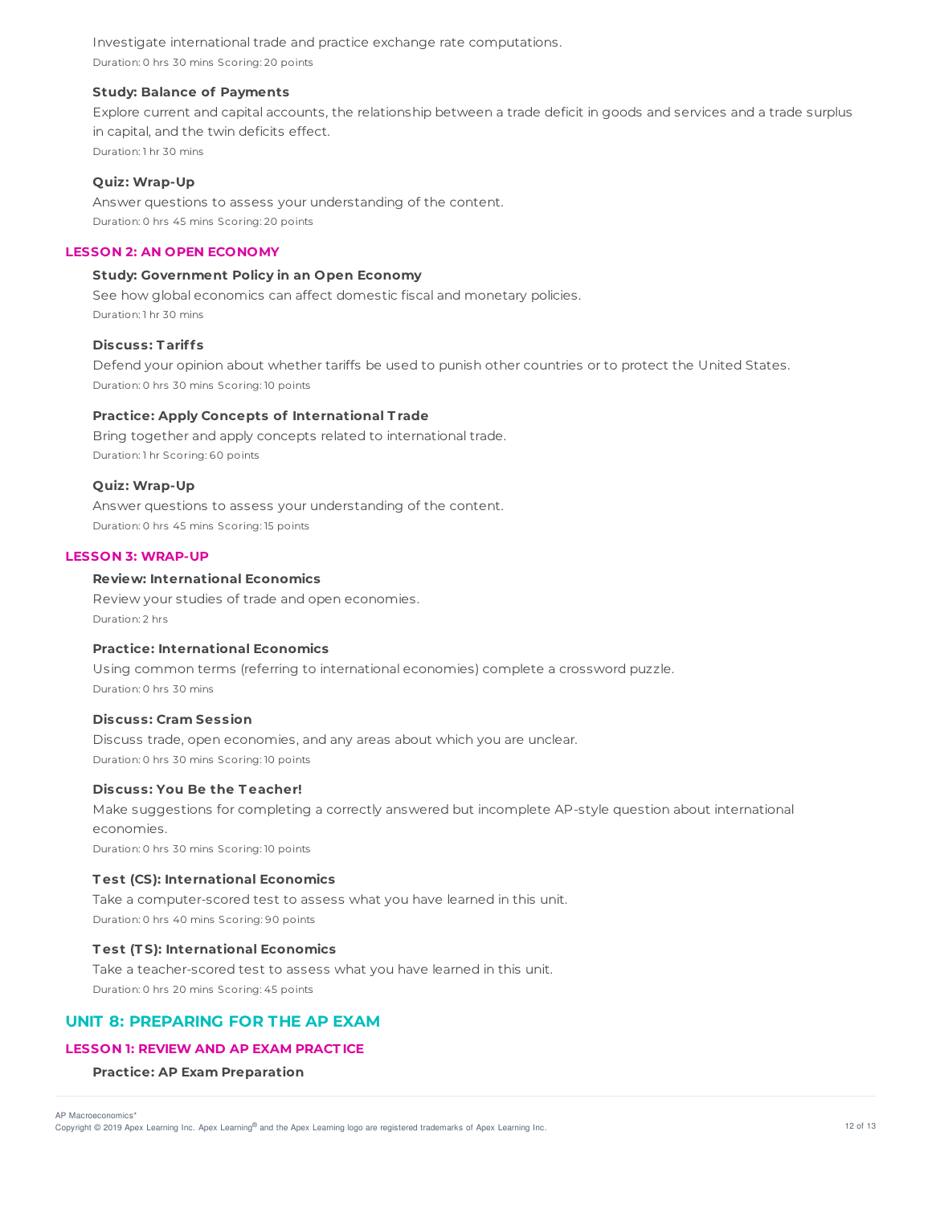Investigate international trade and practice exchange rate computations.

Duration: 0 hrs 30 mins Scoring: 20 points

**Study: Balance of Payments**

Explore current and capital accounts, the relationship between a trade deficit in goods and services and a trade surplus in capital, and the twin deficits effect.

Duration: 1 hr 30 mins

**Quiz: Wrap-Up**

Answer questions to assess your understanding of the content.

Duration: 0 hrs 45 mins Scoring: 20 points

### LESSON 2: AN OPEN ECONOMY

**Study: Government Policy in an Open Economy**

See how global economics can affect domestic fiscal and monetary policies.

Duration: 1 hr 30 mins

**Discuss: Tariffs**

Defend your opinion about whether tariffs be used to punish other countries or to protect the United States.

Duration: 0 hrs 30 mins Scoring: 10 points

**Practice: Apply Concepts of International Trade**

Bring together and apply concepts related to international trade.

Duration: 1 hr Scoring: 60 points

**Quiz: Wrap-Up**

Answer questions to assess your understanding of the content.

Duration: 0 hrs 45 mins Scoring: 15 points

### LESSON 3: WRAP-UP

**Review: International Economics**

Review your studies of trade and open economies.

Duration: 2 hrs

**Practice: International Economics**

Using common terms (referring to international economies) complete a crossword puzzle.

Duration: 0 hrs 30 mins

**Discuss: Cram Session**

Discuss trade, open economies, and any areas about which you are unclear.

Duration: 0 hrs 30 mins Scoring: 10 points

**Discuss: You Be the Teacher!**

Make suggestions for completing a correctly answered but incomplete AP-style question about international economies.

Duration: 0 hrs 30 mins Scoring: 10 points

**Test (CS): International Economics**

Take a computer-scored test to assess what you have learned in this unit.

Duration: 0 hrs 40 mins Scoring: 90 points

**Test (TS): International Economics**

Take a teacher-scored test to assess what you have learned in this unit.

Duration: 0 hrs 20 mins Scoring: 45 points

## UNIT 8: PREPARING FOR THE AP EXAM

### LESSON 1: REVIEW AND AP EXAM PRACTICE

**Practice: AP Exam Preparation**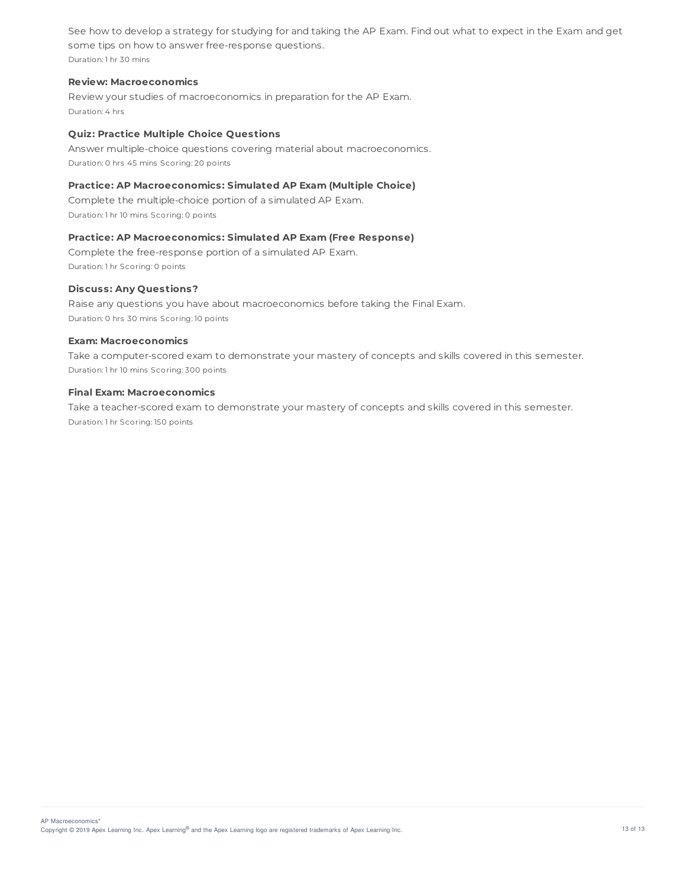See how to develop a strategy for studying for and taking the AP Exam. Find out what to expect in the Exam and get some tips on how to answer free-response questions.

Duration: 1 hr 30 mins

**Review: Macroeconomics**

Review your studies of macroeconomics in preparation for the AP Exam.

Duration: 4 hrs

**Quiz: Practice Multiple Choice Questions**

Answer multiple-choice questions covering material about macroeconomics.

Duration: 0 hrs 45 mins Scoring: 20 points

**Practice: AP Macroeconomics: Simulated AP Exam (Multiple Choice)**

Complete the multiple-choice portion of a simulated AP Exam.

Duration: 1 hr 10 mins Scoring: 0 points

**Practice: AP Macroeconomics: Simulated AP Exam (Free Response)**

Complete the free-response portion of a simulated AP Exam.

Duration: 1 hr Scoring: 0 points

**Discuss: Any Questions?**

Raise any questions you have about macroeconomics before taking the Final Exam.

Duration: 0 hrs 30 mins Scoring: 10 points

**Exam: Macroeconomics**

Take a computer-scored exam to demonstrate your mastery of concepts and skills covered in this semester.

Duration: 1 hr 10 mins Scoring: 300 points

**Final Exam: Macroeconomics**

Take a teacher-scored exam to demonstrate your mastery of concepts and skills covered in this semester.

Duration: 1 hr Scoring: 150 points